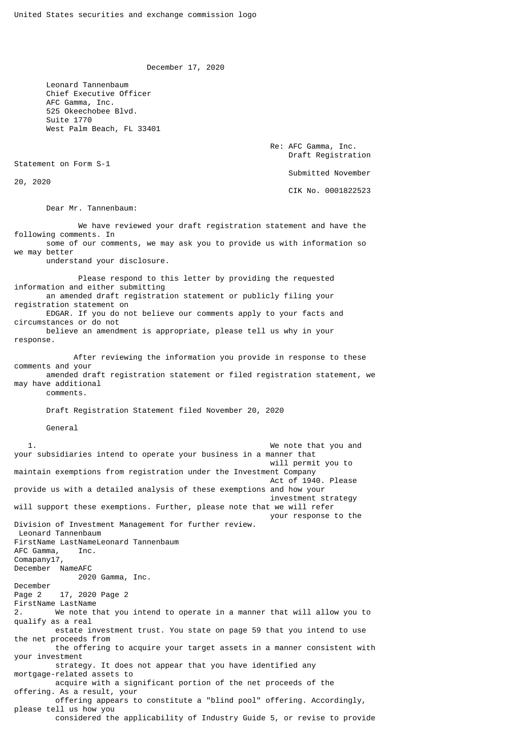United States securities and exchange commission logo

December 17, 2020

Leonard Tannenbaum
Chief Executive Officer
AFC Gamma, Inc.
525 Okeechobee Blvd.
Suite 1770
West Palm Beach, FL 33401

Re: AFC Gamma, Inc.
Draft Registration Statement on Form S-1
Submitted November 20, 2020
CIK No. 0001822523

Dear Mr. Tannenbaum:

We have reviewed your draft registration statement and have the following comments. In some of our comments, we may ask you to provide us with information so we may better understand your disclosure.

Please respond to this letter by providing the requested information and either submitting an amended draft registration statement or publicly filing your registration statement on EDGAR. If you do not believe our comments apply to your facts and circumstances or do not believe an amendment is appropriate, please tell us why in your response.

After reviewing the information you provide in response to these comments and your amended draft registration statement or filed registration statement, we may have additional comments.

Draft Registration Statement filed November 20, 2020

General

1. We note that you and your subsidiaries intend to operate your business in a manner that will permit you to maintain exemptions from registration under the Investment Company Act of 1940. Please provide us with a detailed analysis of these exemptions and how your investment strategy will support these exemptions. Further, please note that we will refer your response to the Division of Investment Management for further review.

2. We note that you intend to operate in a manner that will allow you to qualify as a real estate investment trust. You state on page 59 that you intend to use the net proceeds from the offering to acquire your target assets in a manner consistent with your investment strategy. It does not appear that you have identified any mortgage-related assets to acquire with a significant portion of the net proceeds of the offering. As a result, your offering appears to constitute a "blind pool" offering. Accordingly, please tell us how you considered the applicability of Industry Guide 5, or revise to provide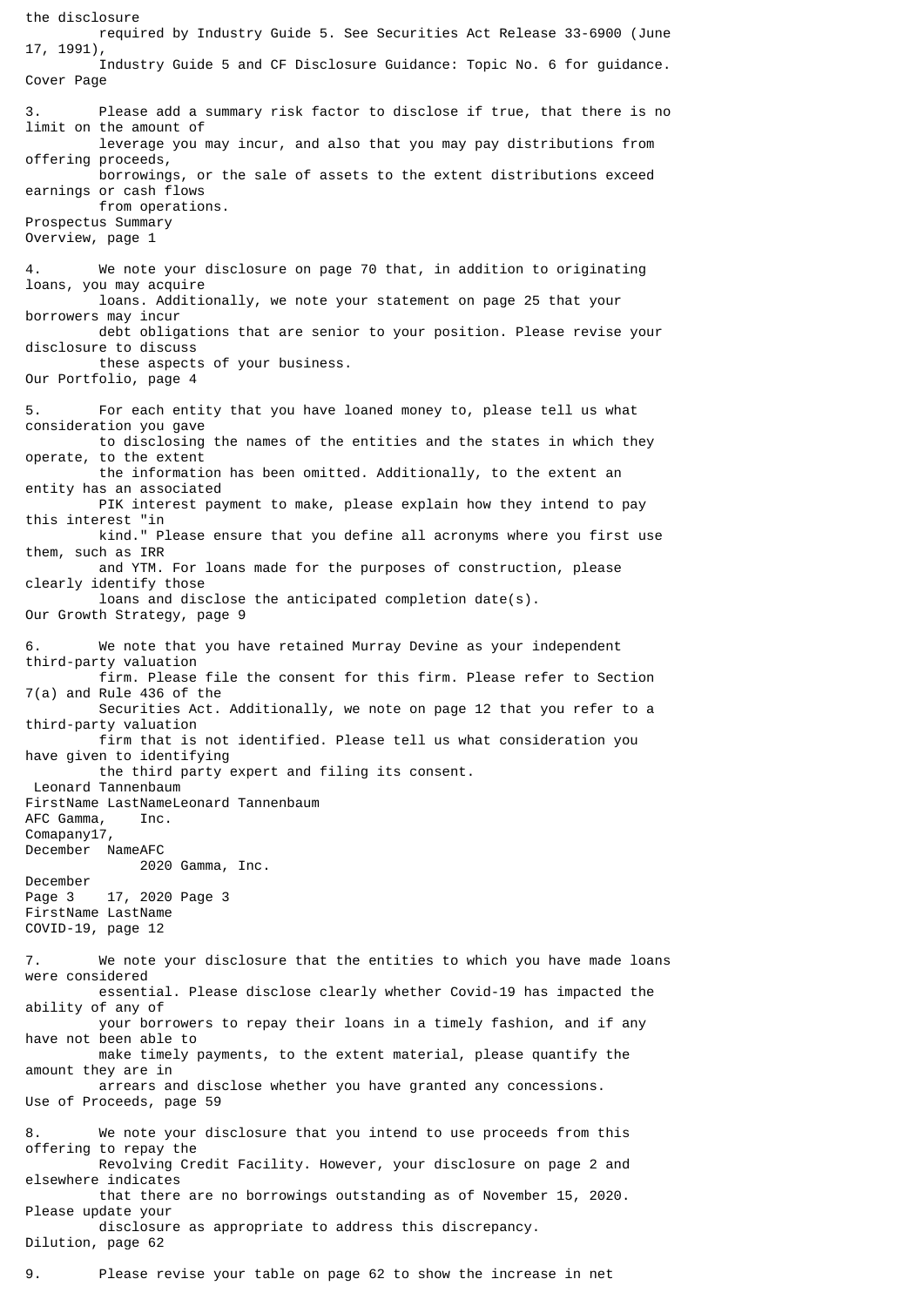the disclosure required by Industry Guide 5. See Securities Act Release 33-6900 (June 17, 1991), Industry Guide 5 and CF Disclosure Guidance: Topic No. 6 for guidance.

Cover Page

3. Please add a summary risk factor to disclose if true, that there is no limit on the amount of leverage you may incur, and also that you may pay distributions from offering proceeds, borrowings, or the sale of assets to the extent distributions exceed earnings or cash flows from operations.

Prospectus Summary
Overview, page 1

4. We note your disclosure on page 70 that, in addition to originating loans, you may acquire loans. Additionally, we note your statement on page 25 that your borrowers may incur debt obligations that are senior to your position. Please revise your disclosure to discuss these aspects of your business.

Our Portfolio, page 4

5. For each entity that you have loaned money to, please tell us what consideration you gave to disclosing the names of the entities and the states in which they operate, to the extent the information has been omitted. Additionally, to the extent an entity has an associated PIK interest payment to make, please explain how they intend to pay this interest "in kind." Please ensure that you define all acronyms where you first use them, such as IRR and YTM. For loans made for the purposes of construction, please clearly identify those loans and disclose the anticipated completion date(s).

Our Growth Strategy, page 9

6. We note that you have retained Murray Devine as your independent third-party valuation firm. Please file the consent for this firm. Please refer to Section 7(a) and Rule 436 of the Securities Act. Additionally, we note on page 12 that you refer to a third-party valuation firm that is not identified. Please tell us what consideration you have given to identifying the third party expert and filing its consent.

COVID-19, page 12

7. We note your disclosure that the entities to which you have made loans were considered essential. Please disclose clearly whether Covid-19 has impacted the ability of any of your borrowers to repay their loans in a timely fashion, and if any have not been able to make timely payments, to the extent material, please quantify the amount they are in arrears and disclose whether you have granted any concessions.

Use of Proceeds, page 59

8. We note your disclosure that you intend to use proceeds from this offering to repay the Revolving Credit Facility. However, your disclosure on page 2 and elsewhere indicates that there are no borrowings outstanding as of November 15, 2020. Please update your disclosure as appropriate to address this discrepancy.

Dilution, page 62

9. Please revise your table on page 62 to show the increase in net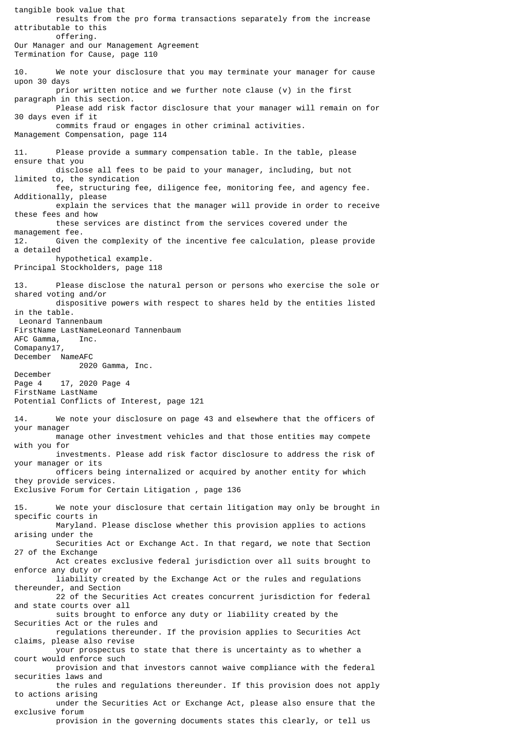tangible book value that results from the pro forma transactions separately from the increase attributable to this offering.

Our Manager and our Management Agreement
Termination for Cause, page 110

10. We note your disclosure that you may terminate your manager for cause upon 30 days prior written notice and we further note clause (v) in the first paragraph in this section. Please add risk factor disclosure that your manager will remain on for 30 days even if it commits fraud or engages in other criminal activities.

Management Compensation, page 114

11. Please provide a summary compensation table. In the table, please ensure that you disclose all fees to be paid to your manager, including, but not limited to, the syndication fee, structuring fee, diligence fee, monitoring fee, and agency fee. Additionally, please explain the services that the manager will provide in order to receive these fees and how these services are distinct from the services covered under the management fee.

12. Given the complexity of the incentive fee calculation, please provide a detailed hypothetical example.

Principal Stockholders, page 118

13. Please disclose the natural person or persons who exercise the sole or shared voting and/or dispositive powers with respect to shares held by the entities listed in the table.

Potential Conflicts of Interest, page 121

14. We note your disclosure on page 43 and elsewhere that the officers of your manager manage other investment vehicles and that those entities may compete with you for investments. Please add risk factor disclosure to address the risk of your manager or its officers being internalized or acquired by another entity for which they provide services.

Exclusive Forum for Certain Litigation , page 136

15. We note your disclosure that certain litigation may only be brought in specific courts in Maryland. Please disclose whether this provision applies to actions arising under the Securities Act or Exchange Act. In that regard, we note that Section 27 of the Exchange Act creates exclusive federal jurisdiction over all suits brought to enforce any duty or liability created by the Exchange Act or the rules and regulations thereunder, and Section 22 of the Securities Act creates concurrent jurisdiction for federal and state courts over all suits brought to enforce any duty or liability created by the Securities Act or the rules and regulations thereunder. If the provision applies to Securities Act claims, please also revise your prospectus to state that there is uncertainty as to whether a court would enforce such provision and that investors cannot waive compliance with the federal securities laws and the rules and regulations thereunder. If this provision does not apply to actions arising under the Securities Act or Exchange Act, please also ensure that the exclusive forum provision in the governing documents states this clearly, or tell us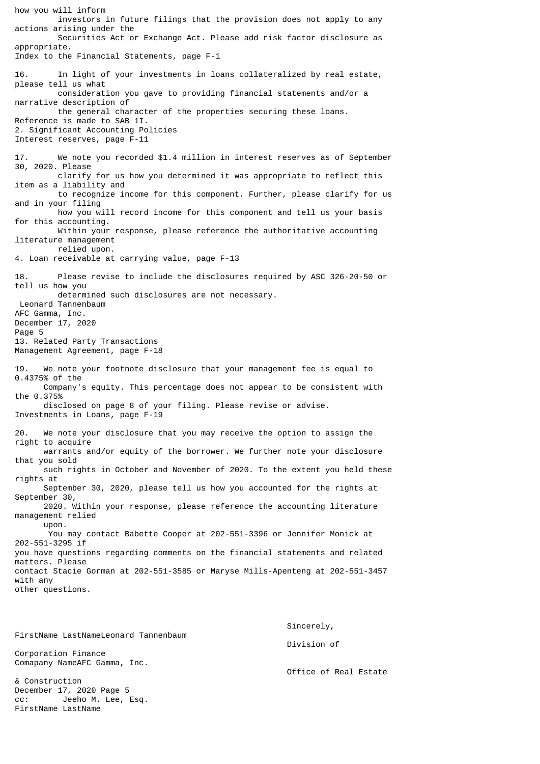how you will inform investors in future filings that the provision does not apply to any actions arising under the Securities Act or Exchange Act. Please add risk factor disclosure as appropriate.

Index to the Financial Statements, page F-1

16. In light of your investments in loans collateralized by real estate, please tell us what consideration you gave to providing financial statements and/or a narrative description of the general character of the properties securing these loans. Reference is made to SAB 1I.

2. Significant Accounting Policies
Interest reserves, page F-11

17. We note you recorded $1.4 million in interest reserves as of September 30, 2020. Please clarify for us how you determined it was appropriate to reflect this item as a liability and to recognize income for this component. Further, please clarify for us and in your filing how you will record income for this component and tell us your basis for this accounting. Within your response, please reference the authoritative accounting literature management relied upon.

4. Loan receivable at carrying value, page F-13

18. Please revise to include the disclosures required by ASC 326-20-50 or tell us how you determined such disclosures are not necessary.

Leonard Tannenbaum
AFC Gamma, Inc.
December 17, 2020
Page 5

13. Related Party Transactions
Management Agreement, page F-18

19. We note your footnote disclosure that your management fee is equal to 0.4375% of the Company's equity. This percentage does not appear to be consistent with the 0.375% disclosed on page 8 of your filing. Please revise or advise.

Investments in Loans, page F-19

20. We note your disclosure that you may receive the option to assign the right to acquire warrants and/or equity of the borrower. We further note your disclosure that you sold such rights in October and November of 2020. To the extent you held these rights at September 30, 2020, please tell us how you accounted for the rights at September 30, 2020. Within your response, please reference the accounting literature management relied upon.

You may contact Babette Cooper at 202-551-3396 or Jennifer Monick at 202-551-3295 if you have questions regarding comments on the financial statements and related matters. Please contact Stacie Gorman at 202-551-3585 or Maryse Mills-Apenteng at 202-551-3457 with any other questions.

Sincerely,

Division of Corporation Finance
Office of Real Estate & Construction

cc: Jeeho M. Lee, Esq.